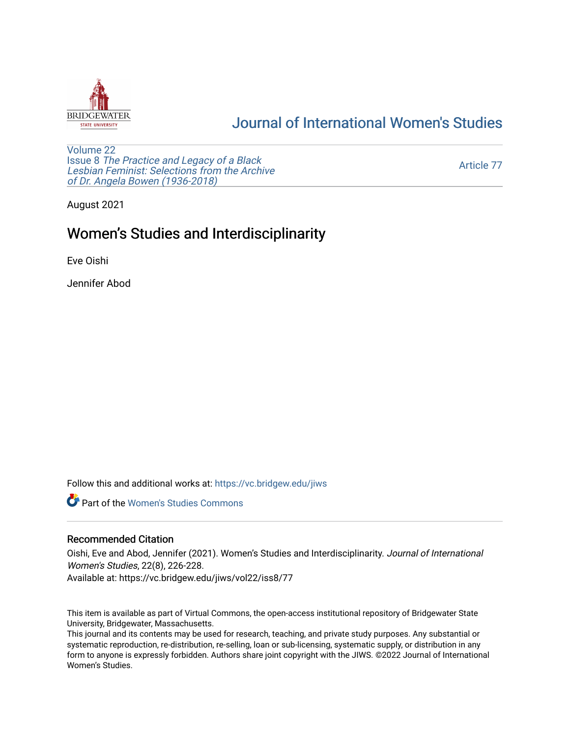# Journal of International Women's Studies

Volume 22
Issue 8 *The Practice and Legacy of a Black Lesbian Feminist: Selections from the Archive of Dr. Angela Bowen (1936-2018)*

Article 77

August 2021

## Women's Studies and Interdisciplinarity

Eve Oishi

Jennifer Abod

Follow this and additional works at: https://vc.bridgew.edu/jiws

Part of the Women's Studies Commons

### Recommended Citation

Oishi, Eve and Abod, Jennifer (2021). Women's Studies and Interdisciplinarity. *Journal of International Women's Studies*, 22(8), 226-228.
Available at: https://vc.bridgew.edu/jiws/vol22/iss8/77

This item is available as part of Virtual Commons, the open-access institutional repository of Bridgewater State University, Bridgewater, Massachusetts.
This journal and its contents may be used for research, teaching, and private study purposes. Any substantial or systematic reproduction, re-distribution, re-selling, loan or sub-licensing, systematic supply, or distribution in any form to anyone is expressly forbidden. Authors share joint copyright with the JIWS. ©2022 Journal of International Women's Studies.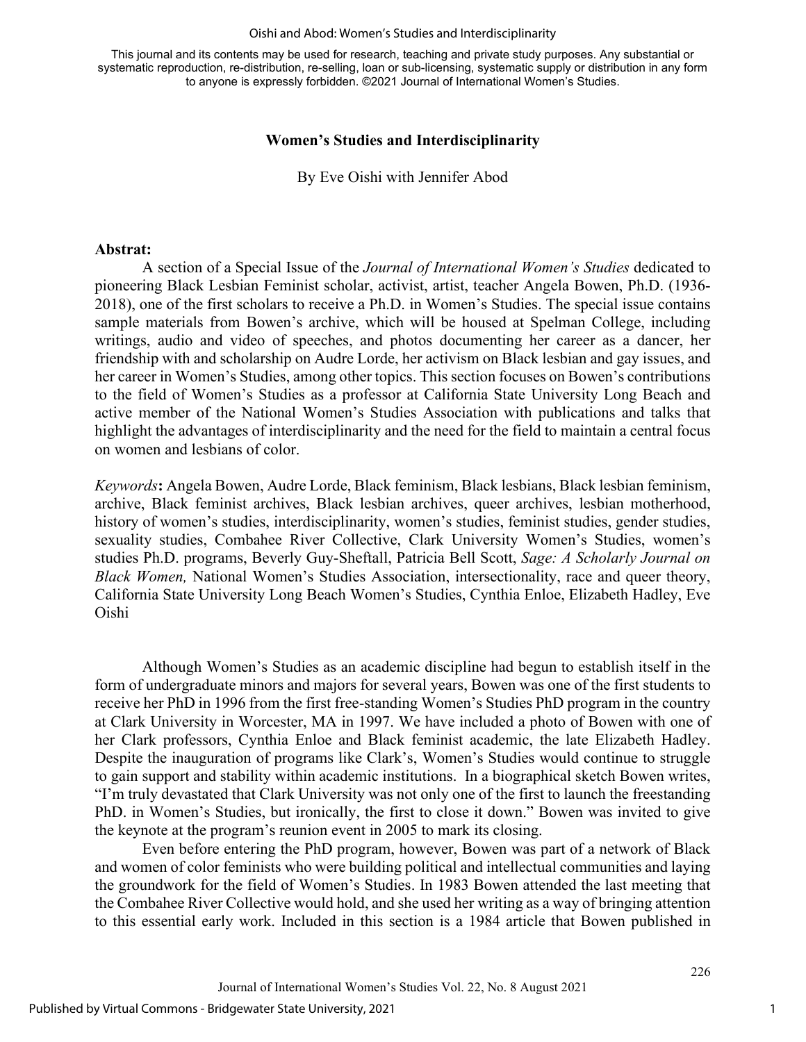## Women's Studies and Interdisciplinarity

By Eve Oishi with Jennifer Abod

**Abstrat:**

A section of a Special Issue of the *Journal of International Women's Studies* dedicated to pioneering Black Lesbian Feminist scholar, activist, artist, teacher Angela Bowen, Ph.D. (1936-2018), one of the first scholars to receive a Ph.D. in Women's Studies. The special issue contains sample materials from Bowen's archive, which will be housed at Spelman College, including writings, audio and video of speeches, and photos documenting her career as a dancer, her friendship with and scholarship on Audre Lorde, her activism on Black lesbian and gay issues, and her career in Women's Studies, among other topics. This section focuses on Bowen's contributions to the field of Women's Studies as a professor at California State University Long Beach and active member of the National Women's Studies Association with publications and talks that highlight the advantages of interdisciplinarity and the need for the field to maintain a central focus on women and lesbians of color.

*Keywords*: Angela Bowen, Audre Lorde, Black feminism, Black lesbians, Black lesbian feminism, archive, Black feminist archives, Black lesbian archives, queer archives, lesbian motherhood, history of women's studies, interdisciplinarity, women's studies, feminist studies, gender studies, sexuality studies, Combahee River Collective, Clark University Women's Studies, women's studies Ph.D. programs, Beverly Guy-Sheftall, Patricia Bell Scott, *Sage: A Scholarly Journal on Black Women,* National Women's Studies Association, intersectionality, race and queer theory, California State University Long Beach Women's Studies, Cynthia Enloe, Elizabeth Hadley, Eve Oishi

Although Women's Studies as an academic discipline had begun to establish itself in the form of undergraduate minors and majors for several years, Bowen was one of the first students to receive her PhD in 1996 from the first free-standing Women's Studies PhD program in the country at Clark University in Worcester, MA in 1997. We have included a photo of Bowen with one of her Clark professors, Cynthia Enloe and Black feminist academic, the late Elizabeth Hadley. Despite the inauguration of programs like Clark's, Women's Studies would continue to struggle to gain support and stability within academic institutions. In a biographical sketch Bowen writes, "I'm truly devastated that Clark University was not only one of the first to launch the freestanding PhD. in Women's Studies, but ironically, the first to close it down." Bowen was invited to give the keynote at the program's reunion event in 2005 to mark its closing.

Even before entering the PhD program, however, Bowen was part of a network of Black and women of color feminists who were building political and intellectual communities and laying the groundwork for the field of Women's Studies. In 1983 Bowen attended the last meeting that the Combahee River Collective would hold, and she used her writing as a way of bringing attention to this essential early work. Included in this section is a 1984 article that Bowen published in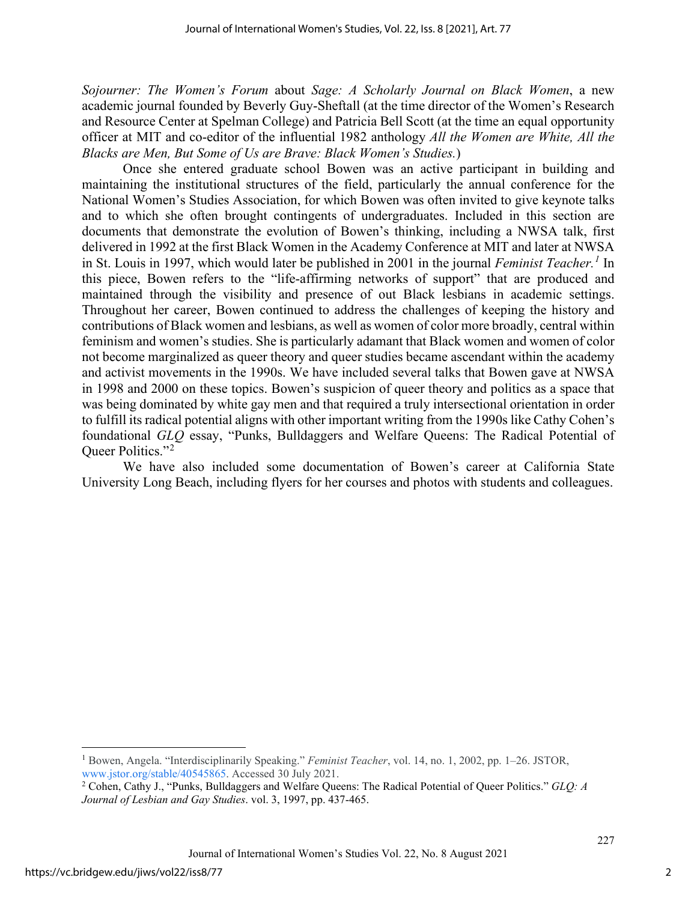*Sojourner: The Women's Forum* about *Sage: A Scholarly Journal on Black Women*, a new academic journal founded by Beverly Guy-Sheftall (at the time director of the Women's Research and Resource Center at Spelman College) and Patricia Bell Scott (at the time an equal opportunity officer at MIT and co-editor of the influential 1982 anthology *All the Women are White, All the Blacks are Men, But Some of Us are Brave: Black Women's Studies.*)

Once she entered graduate school Bowen was an active participant in building and maintaining the institutional structures of the field, particularly the annual conference for the National Women's Studies Association, for which Bowen was often invited to give keynote talks and to which she often brought contingents of undergraduates. Included in this section are documents that demonstrate the evolution of Bowen's thinking, including a NWSA talk, first delivered in 1992 at the first Black Women in the Academy Conference at MIT and later at NWSA in St. Louis in 1997, which would later be published in 2001 in the journal *Feminist Teacher.*[1] In this piece, Bowen refers to the "life-affirming networks of support" that are produced and maintained through the visibility and presence of out Black lesbians in academic settings. Throughout her career, Bowen continued to address the challenges of keeping the history and contributions of Black women and lesbians, as well as women of color more broadly, central within feminism and women's studies. She is particularly adamant that Black women and women of color not become marginalized as queer theory and queer studies became ascendant within the academy and activist movements in the 1990s. We have included several talks that Bowen gave at NWSA in 1998 and 2000 on these topics. Bowen's suspicion of queer theory and politics as a space that was being dominated by white gay men and that required a truly intersectional orientation in order to fulfill its radical potential aligns with other important writing from the 1990s like Cathy Cohen's foundational *GLQ* essay, "Punks, Bulldaggers and Welfare Queens: The Radical Potential of Queer Politics."[2]

We have also included some documentation of Bowen's career at California State University Long Beach, including flyers for her courses and photos with students and colleagues.

---

[1] Bowen, Angela. "Interdisciplinarily Speaking." *Feminist Teacher*, vol. 14, no. 1, 2002, pp. 1–26. JSTOR, www.jstor.org/stable/40545865. Accessed 30 July 2021.

[2] Cohen, Cathy J., "Punks, Bulldaggers and Welfare Queens: The Radical Potential of Queer Politics." *GLQ: A Journal of Lesbian and Gay Studies*. vol. 3, 1997, pp. 437-465.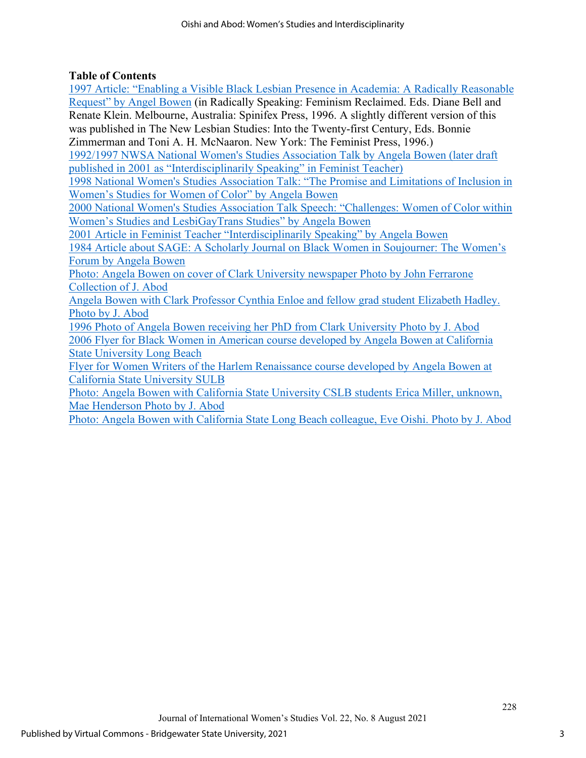**Table of Contents**

1997 Article: "Enabling a Visible Black Lesbian Presence in Academia: A Radically Reasonable Request" by Angel Bowen (in Radically Speaking: Feminism Reclaimed. Eds. Diane Bell and Renate Klein. Melbourne, Australia: Spinifex Press, 1996. A slightly different version of this was published in The New Lesbian Studies: Into the Twenty-first Century, Eds. Bonnie Zimmerman and Toni A. H. McNaaron. New York: The Feminist Press, 1996.)

1992/1997 NWSA National Women's Studies Association Talk by Angela Bowen (later draft published in 2001 as "Interdisciplinarily Speaking" in Feminist Teacher)

1998 National Women's Studies Association Talk: "The Promise and Limitations of Inclusion in Women's Studies for Women of Color" by Angela Bowen

2000 National Women's Studies Association Talk Speech: "Challenges: Women of Color within Women's Studies and LesbiGayTrans Studies" by Angela Bowen

2001 Article in Feminist Teacher "Interdisciplinarily Speaking" by Angela Bowen

1984 Article about SAGE: A Scholarly Journal on Black Women in Soujourner: The Women's Forum by Angela Bowen

Photo: Angela Bowen on cover of Clark University newspaper Photo by John Ferrarone Collection of J. Abod

Angela Bowen with Clark Professor Cynthia Enloe and fellow grad student Elizabeth Hadley. Photo by J. Abod

1996 Photo of Angela Bowen receiving her PhD from Clark University Photo by J. Abod

2006 Flyer for Black Women in American course developed by Angela Bowen at California State University Long Beach

Flyer for Women Writers of the Harlem Renaissance course developed by Angela Bowen at California State University SULB

Photo: Angela Bowen with California State University CSLB students Erica Miller, unknown, Mae Henderson Photo by J. Abod

Photo: Angela Bowen with California State Long Beach colleague, Eve Oishi. Photo by J. Abod